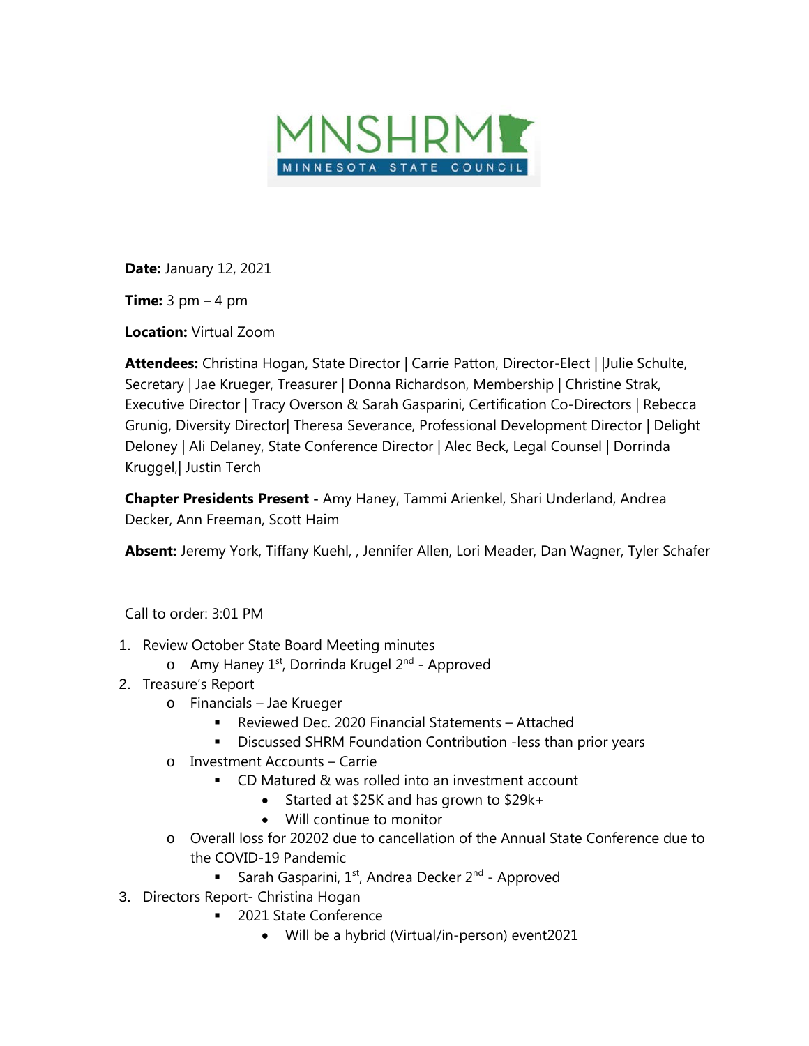MNSHRM MINNESOTA STATE COUNCIL

**Date:** January 12, 2021

**Time:** 3 pm – 4 pm

**Location:** Virtual Zoom

**Attendees:** Christina Hogan, State Director | Carrie Patton, Director-Elect | |Julie Schulte, Secretary | Jae Krueger, Treasurer | Donna Richardson, Membership | Christine Strak, Executive Director | Tracy Overson & Sarah Gasparini, Certification Co-Directors | Rebecca Grunig, Diversity Director| Theresa Severance, Professional Development Director | Delight Deloney | Ali Delaney, State Conference Director | Alec Beck, Legal Counsel | Dorrinda Kruggel,| Justin Terch

**Chapter Presidents Present -** Amy Haney, Tammi Arienkel, Shari Underland, Andrea Decker, Ann Freeman, Scott Haim

**Absent:** Jeremy York, Tiffany Kuehl, , Jennifer Allen, Lori Meader, Dan Wagner, Tyler Schafer

Call to order: 3:01 PM

1. Review October State Board Meeting minutes
   - Amy Haney 1st, Dorrinda Krugel 2nd - Approved
2. Treasure's Report
   - Financials – Jae Krueger
     - Reviewed Dec. 2020 Financial Statements – Attached
     - Discussed SHRM Foundation Contribution -less than prior years
   - Investment Accounts – Carrie
     - CD Matured & was rolled into an investment account
       - Started at $25K and has grown to $29k+
       - Will continue to monitor
   - Overall loss for 20202 due to cancellation of the Annual State Conference due to the COVID-19 Pandemic
     - Sarah Gasparini, 1st, Andrea Decker 2nd - Approved
3. Directors Report- Christina Hogan
   - 2021 State Conference
     - Will be a hybrid (Virtual/in-person) event2021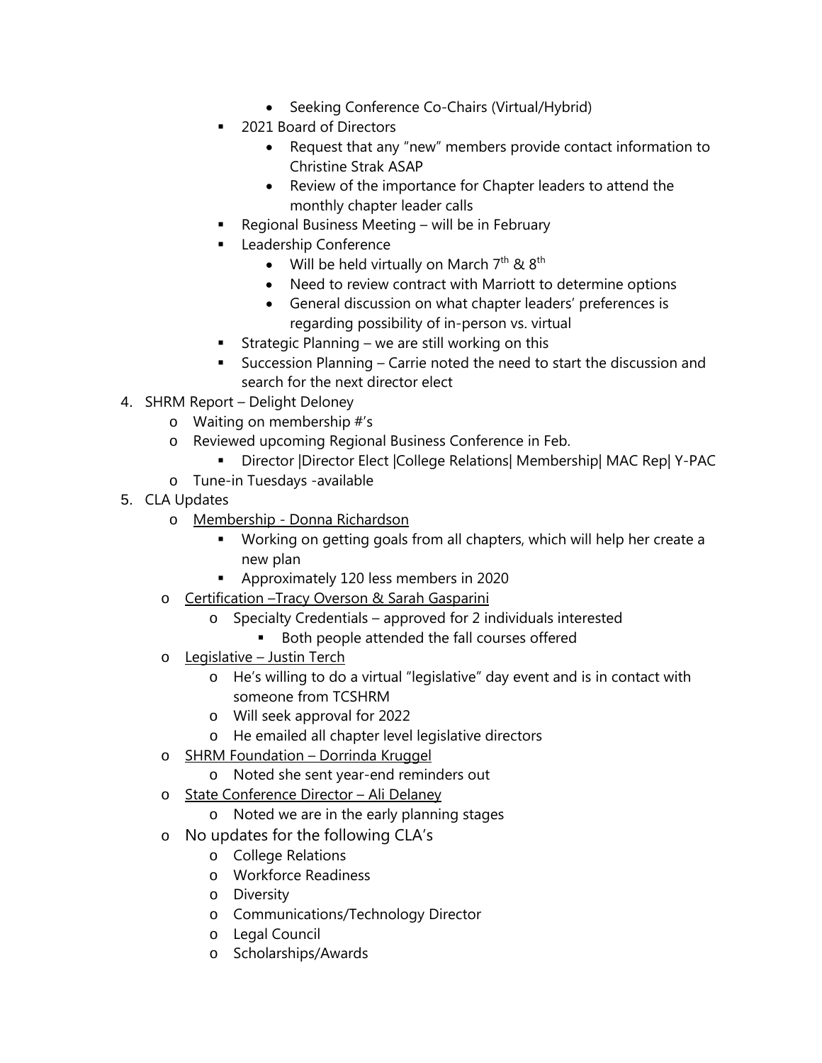- Seeking Conference Co-Chairs (Virtual/Hybrid)
        - 2021 Board of Directors
            - Request that any "new" members provide contact information to Christine Strak ASAP
            - Review of the importance for Chapter leaders to attend the monthly chapter leader calls
        - Regional Business Meeting – will be in February
        - Leadership Conference
            - Will be held virtually on March 7th & 8th
            - Need to review contract with Marriott to determine options
            - General discussion on what chapter leaders' preferences is regarding possibility of in-person vs. virtual
        - Strategic Planning – we are still working on this
        - Succession Planning – Carrie noted the need to start the discussion and search for the next director elect

4. SHRM Report – Delight Deloney
    - Waiting on membership #'s
    - Reviewed upcoming Regional Business Conference in Feb.
        - Director |Director Elect |College Relations| Membership| MAC Rep| Y-PAC
    - Tune-in Tuesdays -available
5. CLA Updates
    - <u>Membership - Donna Richardson</u>
        - Working on getting goals from all chapters, which will help her create a new plan
        - Approximately 120 less members in 2020
    - <u>Certification –Tracy Overson & Sarah Gasparini</u>
        - Specialty Credentials – approved for 2 individuals interested
            - Both people attended the fall courses offered
    - <u>Legislative – Justin Terch</u>
        - He's willing to do a virtual "legislative" day event and is in contact with someone from TCSHRM
        - Will seek approval for 2022
        - He emailed all chapter level legislative directors
    - <u>SHRM Foundation – Dorrinda Kruggel</u>
        - Noted she sent year-end reminders out
    - <u>State Conference Director – Ali Delaney</u>
        - Noted we are in the early planning stages
    - No updates for the following CLA's
        - College Relations
        - Workforce Readiness
        - Diversity
        - Communications/Technology Director
        - Legal Council
        - Scholarships/Awards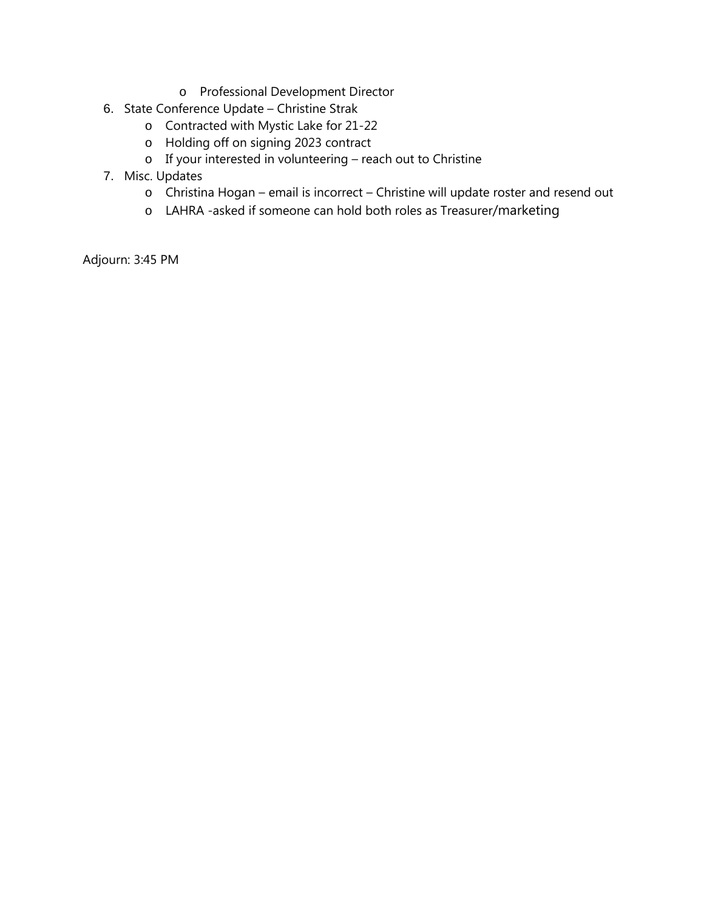- Professional Development Director

6. State Conference Update – Christine Strak
   - Contracted with Mystic Lake for 21-22
   - Holding off on signing 2023 contract
   - If your interested in volunteering – reach out to Christine
7. Misc. Updates
   - Christina Hogan – email is incorrect – Christine will update roster and resend out
   - LAHRA -asked if someone can hold both roles as Treasurer/marketing

Adjourn: 3:45 PM